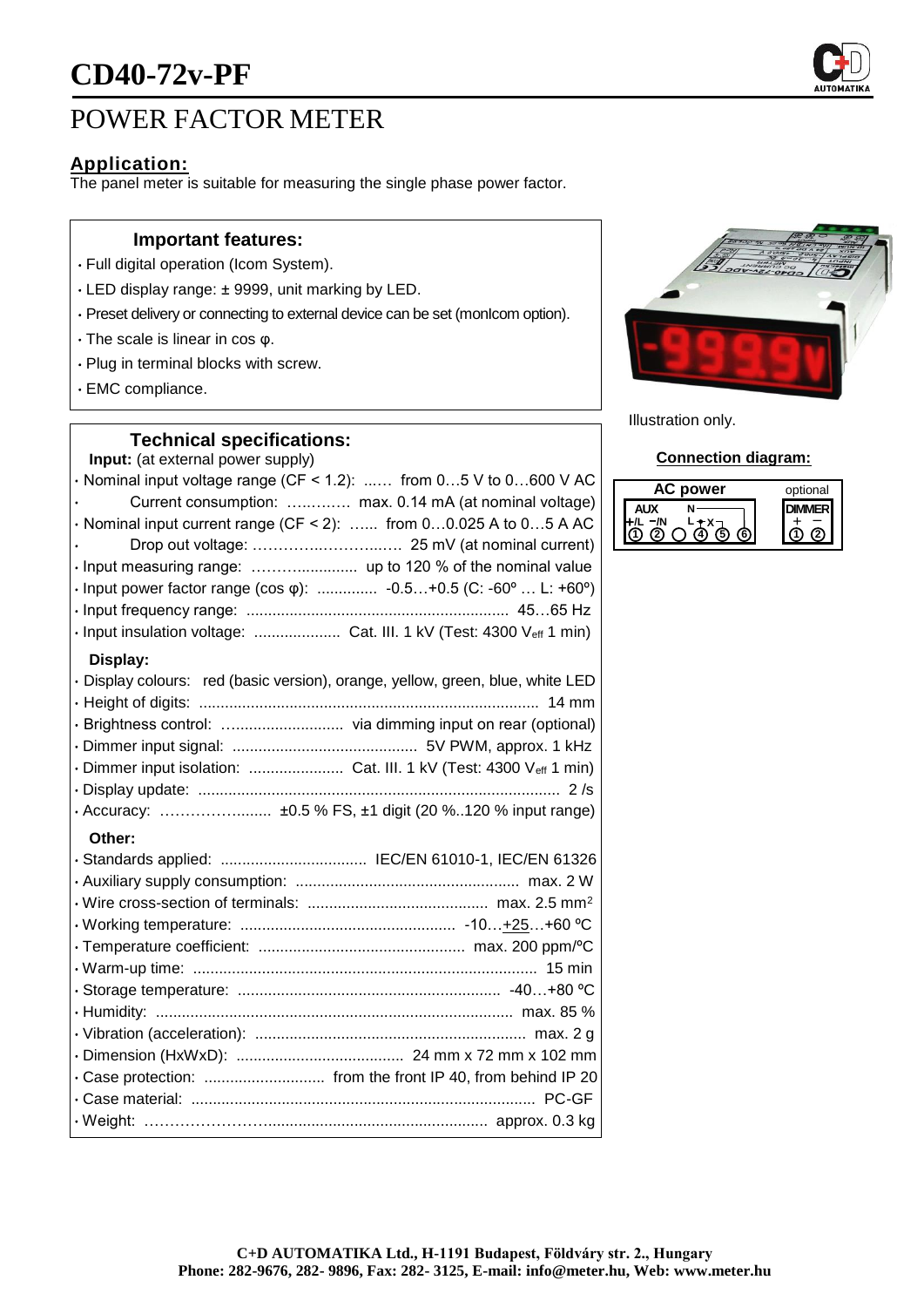# CD40-72v-PF

## POWER FACTOR METER

### Application:

The panel meter is suitable for measuring the single phase power factor.

### Important features:

- Full digital operation (Icom System).
- LED display range: ± 9999, unit marking by LED.
- Preset delivery or connecting to external device can be set (monIcom option).
- The scale is linear in cos φ.
- Plug in terminal blocks with screw.
- EMC compliance.

Illustration only.

### Technical specifications:

**Input:** (at external power supply)

- Nominal input voltage range (CF < 1.2): ...... from 0…5 V to 0…600 V AC
- Current consumption: …………. max. 0.14 mA (at nominal voltage)
- Nominal input current range (CF < 2): …... from 0…0.025 A to 0…5 A AC
- Drop out voltage: ………….……….…..... 25 mV (at nominal current)
- Input measuring range: ……….............. up to 120 % of the nominal value
- Input power factor range (cos φ): ............. -0.5…+0.5 (C: -60º … L: +60º)
- Input frequency range: ........................................................... 45…65 Hz
- Input insulation voltage: .................... Cat. III. 1 kV (Test: 4300 $V_{eff}$ 1 min)

**Display:**

- Display colours: red (basic version), orange, yellow, green, blue, white LED
- Height of digits: ............................................................................... 14 mm
- Brightness control: ............................ via dimming input on rear (optional)
- Dimmer input signal: ........................................... 5V PWM, approx. 1 kHz
- Dimmer input isolation: ...................... Cat. III. 1 kV (Test: 4300 $V_{eff}$ 1 min)
- Display update: .................................................................................... 2 /s
- Accuracy: ………………......... ±0.5 % FS, ±1 digit (20 %..120 % input range)

**Other:**

- Standards applied: .................................. IEC/EN 61010-1, IEC/EN 61326
- Auxiliary supply consumption: .................................................... max. 2 W
- Wire cross-section of terminals: .......................................... max. 2.5 mm²
- Working temperature: .................................................. -10…+25…+60 ºC
- Temperature coefficient: ................................................ max. 200 ppm/ºC
- Warm-up time: ................................................................................ 15 min
- Storage temperature: ............................................................ -40…+80 ºC
- Humidity: .................................................................................. max. 85 %
- Vibration (acceleration): ............................................................... max. 2 g
- Dimension (HxWxD): ...................................... 24 mm x 72 mm x 102 mm
- Case protection: ............................ from the front IP 40, from behind IP 20
- Case material: ............................................................................... PC-GF
- Weight: ……………………................................................... approx. 0.3 kg

### Connection diagram:

| AC power | | | | | | optional | |
|---|---|---|---|---|---|---|---|
| AUX | | | N | | | DIMMER | |
| +/L | −/N | | L | X | | + | − |
| 1 | 2 | ○ | 4 | 5 | 6 | 1 | 2 |

**C+D AUTOMATIKA Ltd., H-1191 Budapest, Földváry str. 2., Hungary**
**Phone: 282-9676, 282- 9896, Fax: 282- 3125, E-mail: info@meter.hu, Web: www.meter.hu**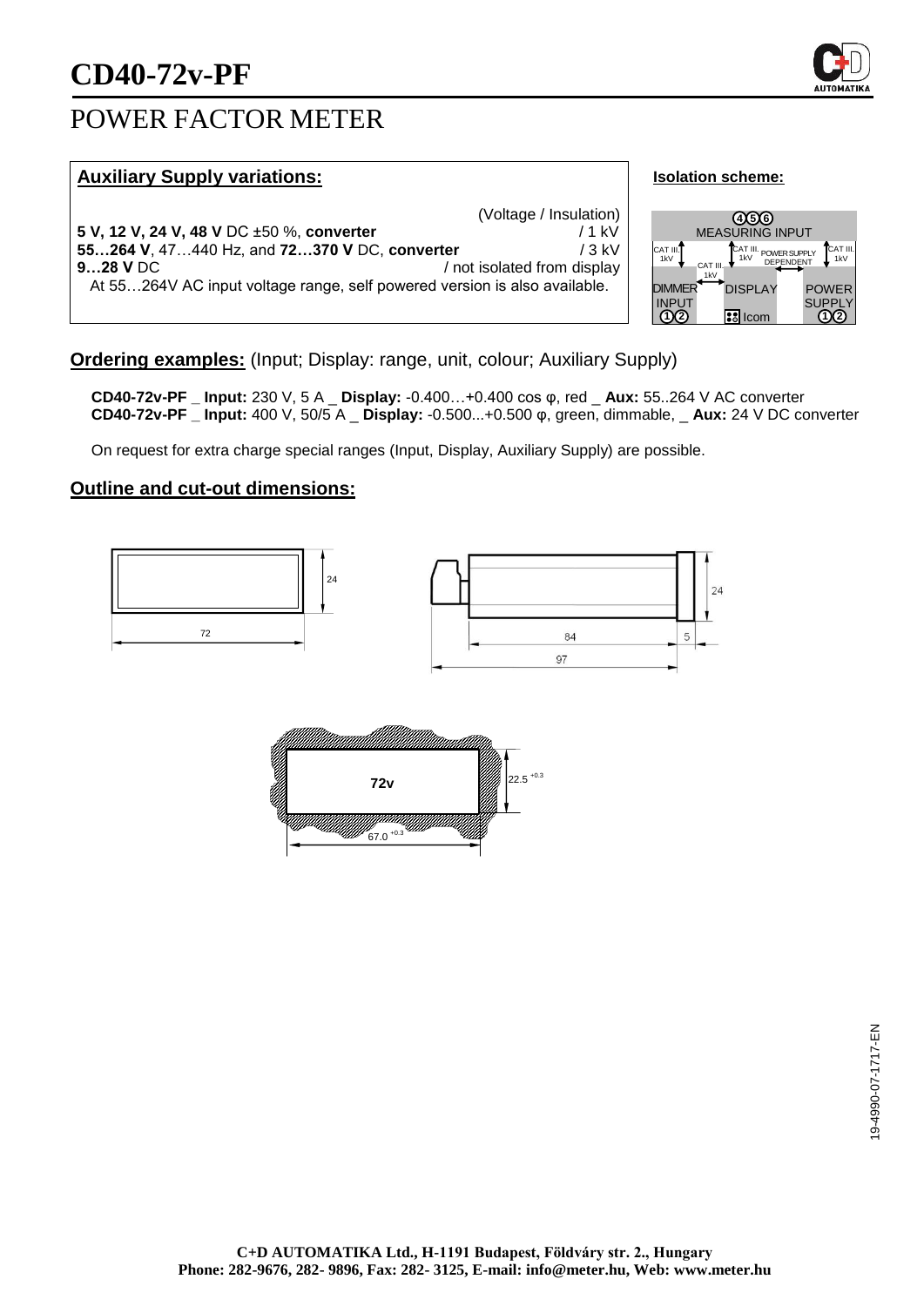# CD40-72v-PF

## POWER FACTOR METER

### Auxiliary Supply variations:

| | (Voltage / Insulation) |
|---|---|
| **5 V, 12 V, 24 V, 48 V** DC ±50 %, **converter** | / 1 kV |
| **55…264 V**, 47…440 Hz, and **72…370 V** DC, **converter** | / 3 kV |
| **9…28 V** DC | / not isolated from display |

At 55…264V AC input voltage range, self powered version is also available.

**Isolation scheme:**

④⑤⑥
MEASURING INPUT
CAT III. 1kV
CAT III. 1kV
POWER SUPPLY DEPENDENT
CAT III. 1kV
CAT III. 1kV
DIMMER INPUT ①②
DISPLAY
Icom
POWER SUPPLY ①②

### Ordering examples: (Input; Display: range, unit, colour; Auxiliary Supply)

**CD40-72v-PF** _ **Input:** 230 V, 5 A _ **Display:** -0.400…+0.400 cos φ, red _ **Aux:** 55..264 V AC converter
**CD40-72v-PF** _ **Input:** 400 V, 50/5 A _ **Display:** -0.500...+0.500 φ, green, dimmable, _ **Aux:** 24 V DC converter

On request for extra charge special ranges (Input, Display, Auxiliary Supply) are possible.

### Outline and cut-out dimensions:

24
72
24
84
5
97

72v
22.5 +0.3
67.0 +0.3

19-4990-07-1717-EN

**C+D AUTOMATIKA Ltd., H-1191 Budapest, Földváry str. 2., Hungary**
**Phone: 282-9676, 282- 9896, Fax: 282- 3125, E-mail: info@meter.hu, Web: www.meter.hu**